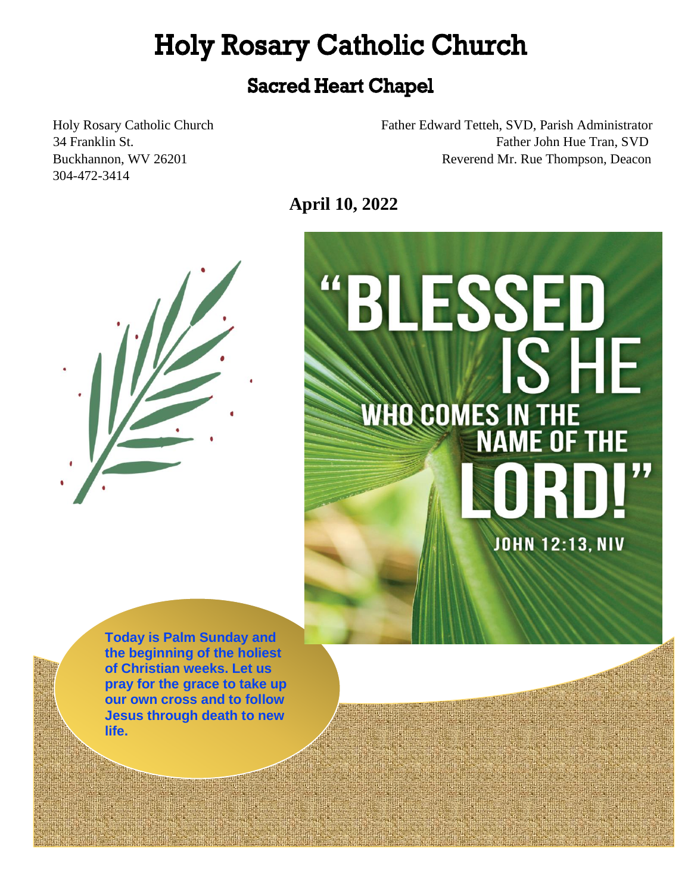# Holy Rosary Catholic Church

## Sacred Heart Chapel

Holy Rosary Catholic Church
34 Franklin St.
Buckhannon, WV 26201
304-472-3414

Father Edward Tetteh, SVD, Parish Administrator
Father John Hue Tran, SVD
Reverend Mr. Rue Thompson, Deacon

**April 10, 2022**

"BLESSED IS HE WHO COMES IN THE NAME OF THE LORD!"

JOHN 12:13, NIV

**Today is Palm Sunday and the beginning of the holiest of Christian weeks. Let us pray for the grace to take up our own cross and to follow Jesus through death to new life.**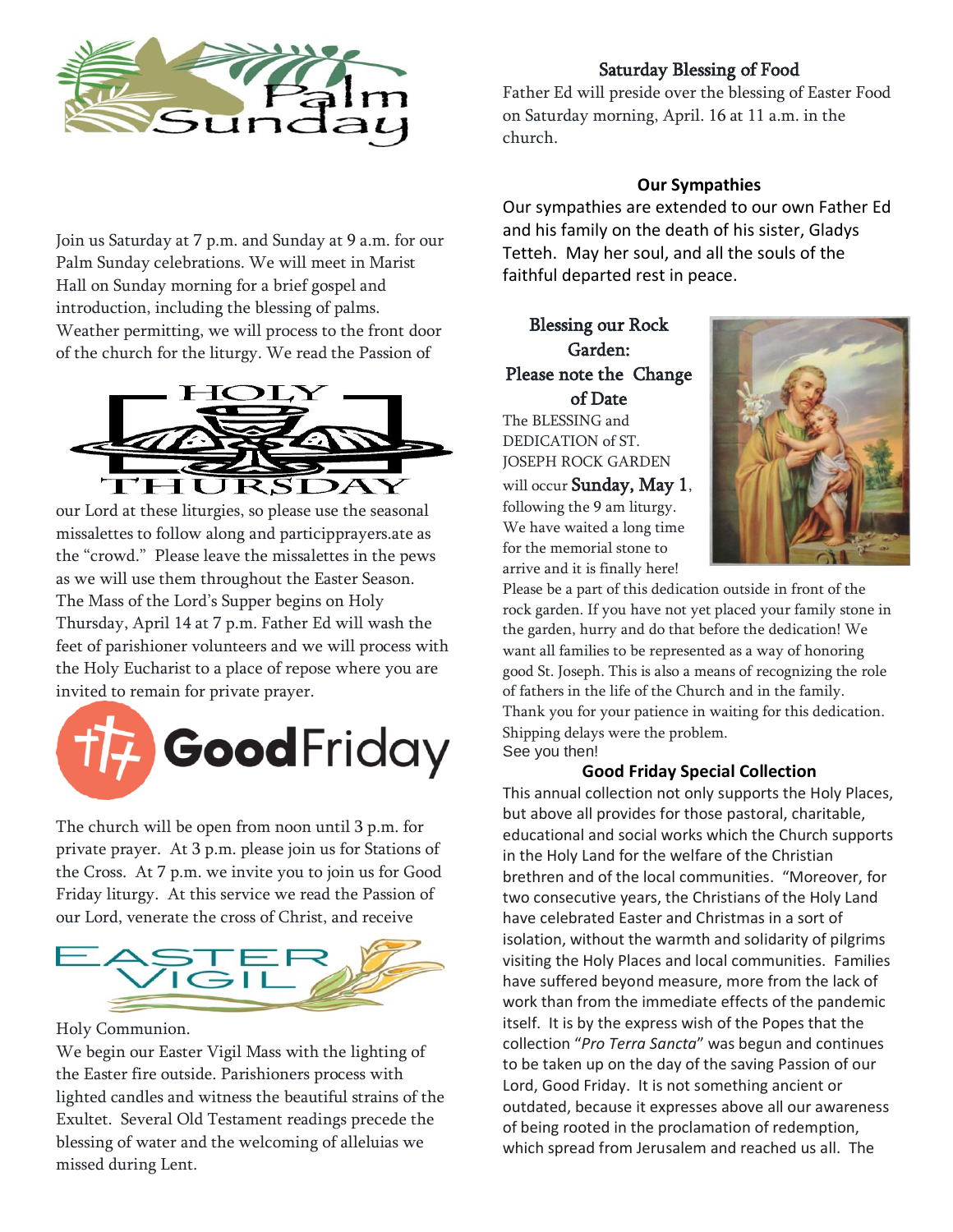# Palm Sunday

Join us Saturday at 7 p.m. and Sunday at 9 a.m. for our Palm Sunday celebrations. We will meet in Marist Hall on Sunday morning for a brief gospel and introduction, including the blessing of palms. Weather permitting, we will process to the front door of the church for the liturgy. We read the Passion of our Lord at these liturgies, so please use the seasonal missalettes to follow along and particippprayers.ate as the "crowd." Please leave the missalettes in the pews as we will use them throughout the Easter Season.

# Holy Thursday

The Mass of the Lord's Supper begins on Holy Thursday, April 14 at 7 p.m. Father Ed will wash the feet of parishioner volunteers and we will process with the Holy Eucharist to a place of repose where you are invited to remain for private prayer.

# Good Friday

The church will be open from noon until 3 p.m. for private prayer. At 3 p.m. please join us for Stations of the Cross. At 7 p.m. we invite you to join us for Good Friday liturgy. At this service we read the Passion of our Lord, venerate the cross of Christ, and receive Holy Communion.

# Easter Vigil

We begin our Easter Vigil Mass with the lighting of the Easter fire outside. Parishioners process with lighted candles and witness the beautiful strains of the Exultet. Several Old Testament readings precede the blessing of water and the welcoming of alleluias we missed during Lent.

## Saturday Blessing of Food

Father Ed will preside over the blessing of Easter Food on Saturday morning, April. 16 at 11 a.m. in the church.

## Our Sympathies

Our sympathies are extended to our own Father Ed and his family on the death of his sister, Gladys Tetteh. May her soul, and all the souls of the faithful departed rest in peace.

## Blessing our Rock Garden: Please note the Change of Date

The BLESSING and DEDICATION of ST. JOSEPH ROCK GARDEN will occur **Sunday, May 1**, following the 9 am liturgy. We have waited a long time for the memorial stone to arrive and it is finally here! Please be a part of this dedication outside in front of the rock garden. If you have not yet placed your family stone in the garden, hurry and do that before the dedication! We want all families to be represented as a way of honoring good St. Joseph. This is also a means of recognizing the role of fathers in the life of the Church and in the family. Thank you for your patience in waiting for this dedication. Shipping delays were the problem.

See you then!

## Good Friday Special Collection

This annual collection not only supports the Holy Places, but above all provides for those pastoral, charitable, educational and social works which the Church supports in the Holy Land for the welfare of the Christian brethren and of the local communities. "Moreover, for two consecutive years, the Christians of the Holy Land have celebrated Easter and Christmas in a sort of isolation, without the warmth and solidarity of pilgrims visiting the Holy Places and local communities. Families have suffered beyond measure, more from the lack of work than from the immediate effects of the pandemic itself. It is by the express wish of the Popes that the collection "*Pro Terra Sancta*" was begun and continues to be taken up on the day of the saving Passion of our Lord, Good Friday. It is not something ancient or outdated, because it expresses above all our awareness of being rooted in the proclamation of redemption, which spread from Jerusalem and reached us all. The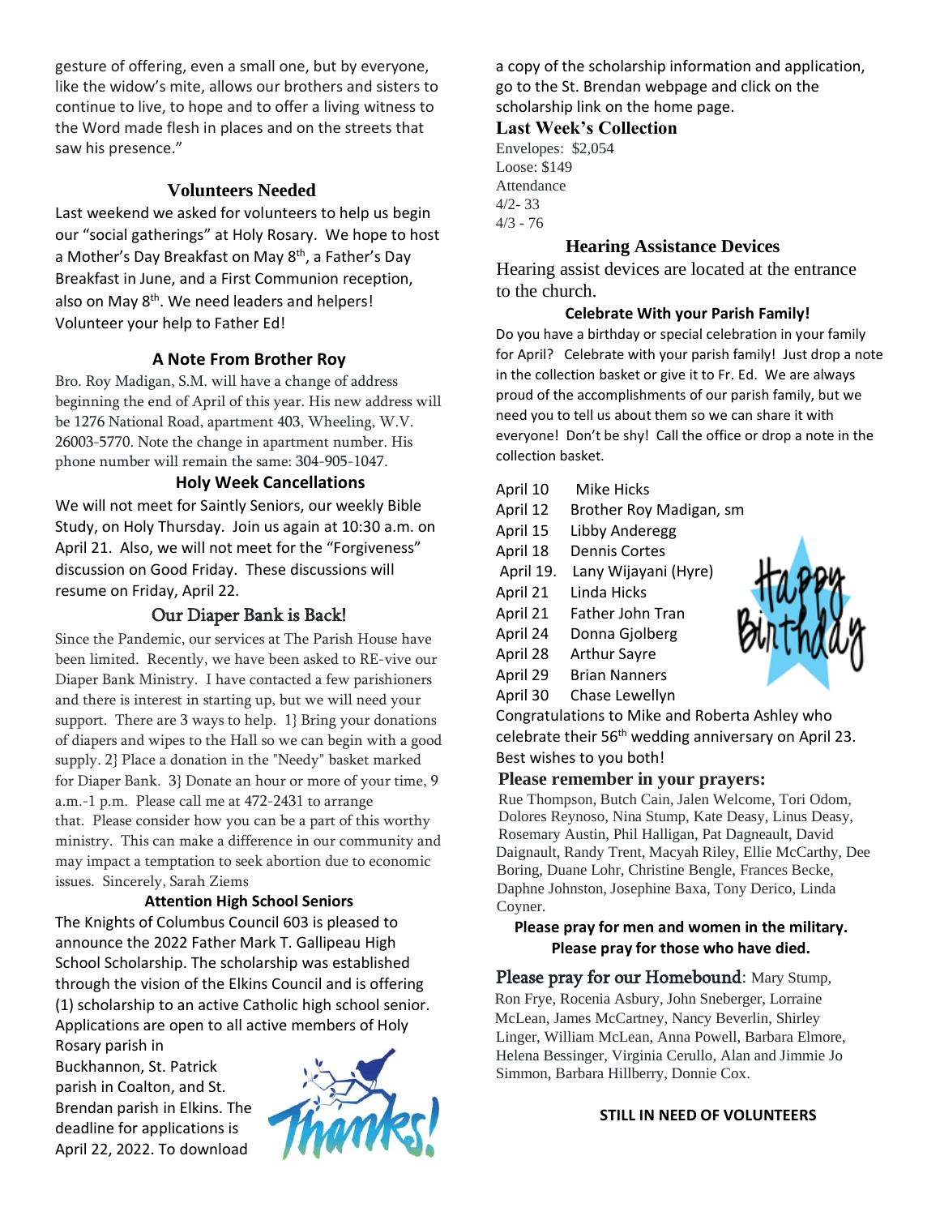gesture of offering, even a small one, but by everyone, like the widow's mite, allows our brothers and sisters to continue to live, to hope and to offer a living witness to the Word made flesh in places and on the streets that saw his presence."

## Volunteers Needed

Last weekend we asked for volunteers to help us begin our "social gatherings" at Holy Rosary. We hope to host a Mother's Day Breakfast on May 8th, a Father's Day Breakfast in June, and a First Communion reception, also on May 8th. We need leaders and helpers! Volunteer your help to Father Ed!

## A Note From Brother Roy

Bro. Roy Madigan, S.M. will have a change of address beginning the end of April of this year. His new address will be 1276 National Road, apartment 403, Wheeling, W.V. 26003-5770. Note the change in apartment number. His phone number will remain the same: 304-905-1047.

## Holy Week Cancellations

We will not meet for Saintly Seniors, our weekly Bible Study, on Holy Thursday. Join us again at 10:30 a.m. on April 21. Also, we will not meet for the "Forgiveness" discussion on Good Friday. These discussions will resume on Friday, April 22.

## Our Diaper Bank is Back!

Since the Pandemic, our services at The Parish House have been limited. Recently, we have been asked to RE-vive our Diaper Bank Ministry. I have contacted a few parishioners and there is interest in starting up, but we will need your support. There are 3 ways to help. 1} Bring your donations of diapers and wipes to the Hall so we can begin with a good supply. 2} Place a donation in the "Needy" basket marked for Diaper Bank. 3} Donate an hour or more of your time, 9 a.m.-1 p.m. Please call me at 472-2431 to arrange that. Please consider how you can be a part of this worthy ministry. This can make a difference in our community and may impact a temptation to seek abortion due to economic issues. Sincerely, Sarah Ziems

## Attention High School Seniors

The Knights of Columbus Council 603 is pleased to announce the 2022 Father Mark T. Gallipeau High School Scholarship. The scholarship was established through the vision of the Elkins Council and is offering (1) scholarship to an active Catholic high school senior. Applications are open to all active members of Holy Rosary parish in Buckhannon, St. Patrick parish in Coalton, and St. Brendan parish in Elkins. The deadline for applications is April 22, 2022. To download a copy of the scholarship information and application, go to the St. Brendan webpage and click on the scholarship link on the home page.

## Last Week's Collection

Envelopes: $2,054
Loose: $149
Attendance
4/2- 33
4/3 - 76

## Hearing Assistance Devices

Hearing assist devices are located at the entrance to the church.

## Celebrate With your Parish Family!

Do you have a birthday or special celebration in your family for April? Celebrate with your parish family! Just drop a note in the collection basket or give it to Fr. Ed. We are always proud of the accomplishments of our parish family, but we need you to tell us about them so we can share it with everyone! Don't be shy! Call the office or drop a note in the collection basket.

- April 10 Mike Hicks
- April 12 Brother Roy Madigan, sm
- April 15 Libby Anderegg
- April 18 Dennis Cortes
- April 19. Lany Wijayani (Hyre)
- April 21 Linda Hicks
- April 21 Father John Tran
- April 24 Donna Gjolberg
- April 28 Arthur Sayre
- April 29 Brian Nanners
- April 30 Chase Lewellyn

Congratulations to Mike and Roberta Ashley who celebrate their 56th wedding anniversary on April 23. Best wishes to you both!

## Please remember in your prayers:

Rue Thompson, Butch Cain, Jalen Welcome, Tori Odom, Dolores Reynoso, Nina Stump, Kate Deasy, Linus Deasy, Rosemary Austin, Phil Halligan, Pat Dagneault, David Daignault, Randy Trent, Macyah Riley, Ellie McCarthy, Dee Boring, Duane Lohr, Christine Bengle, Frances Becke, Daphne Johnston, Josephine Baxa, Tony Derico, Linda Coyner.

**Please pray for men and women in the military.**
**Please pray for those who have died.**

**Please pray for our Homebound**: Mary Stump, Ron Frye, Rocenia Asbury, John Sneberger, Lorraine McLean, James McCartney, Nancy Beverlin, Shirley Linger, William McLean, Anna Powell, Barbara Elmore, Helena Bessinger, Virginia Cerullo, Alan and Jimmie Jo Simmon, Barbara Hillberry, Donnie Cox.

**STILL IN NEED OF VOLUNTEERS**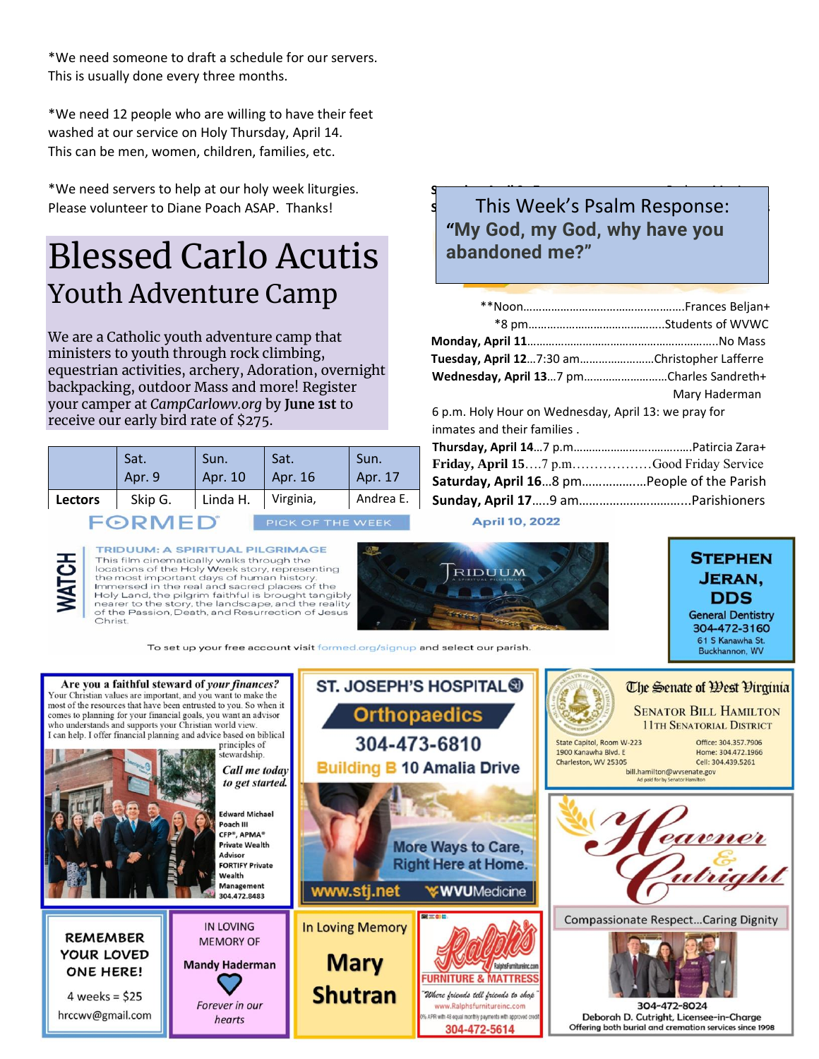*We need someone to draft a schedule for our servers. This is usually done every three months.

*We need 12 people who are willing to have their feet washed at our service on Holy Thursday, April 14. This can be men, women, children, families, etc.

*We need servers to help at our holy week liturgies. Please volunteer to Diane Poach ASAP. Thanks!

# Blessed Carlo Acutis
## Youth Adventure Camp

We are a Catholic youth adventure camp that ministers to youth through rock climbing, equestrian activities, archery, Adoration, overnight backpacking, outdoor Mass and more! Register your camper at *CampCarlowv.org* by **June 1st** to receive our early bird rate of $275.

| | Sat. Apr. 9 | Sun. Apr. 10 | Sat. Apr. 16 | Sun. Apr. 17 |
|---|---|---|---|---|
| **Lectors** | Skip G. | Linda H. | Virginia, | Andrea E. |

This Week's Psalm Response:
**"My God, my God, why have you abandoned me?"**

**Noon……………………………………Frances Beljan+
*8 pm…………………………………Students of WVWC
**Monday, April 11**……………………………………No Mass
**Tuesday, April 12**…7:30 am……………………Christopher Lafferre
**Wednesday, April 13**…7 pm……………………Charles Sandreth+ Mary Haderman

6 p.m. Holy Hour on Wednesday, April 13: we pray for inmates and their families .

**Thursday, April 14**…7 p.m……………………………Patircia Zara+
**Friday, April 15**….7 p.m………………Good Friday Service
**Saturday, April 16**…8 pm………………People of the Parish
**Sunday, April 17**…..9 am……………………………Parishioners

FORMED PICK OF THE WEEK — April 10, 2022

WATCH
**TRIDUUM: A SPIRITUAL PILGRIMAGE**
This film cinematically walks through the locations of the Holy Week story, representing the most important days of human history. Immersed in the real and sacred places of the Holy Land, the pilgrim faithful is brought tangibly nearer to the story, the landscape, and the reality of the Passion, Death, and Resurrection of Jesus Christ.

To set up your free account visit formed.org/signup and select our parish.

**STEPHEN JERAN, DDS**
General Dentistry
304-472-3160
61 S Kanawha St.
Buckhannon, WV

**Are you a faithful steward of *your finances?***
Your Christian values are important, and you want to make the most of the resources that have been entrusted to you. So when it comes to planning for your financial goals, you want an advisor who understands and supports your Christian world view. I can help. I offer financial planning and advice based on biblical principles of stewardship.
*Call me today to get started.*
Edward Michael Poach III
CFP®, APMA®
Private Wealth Advisor
FORTIFY Private Wealth Management
304.472.8483

**ST. JOSEPH'S HOSPITAL**
Orthopaedics
304-473-6810
Building B 10 Amalia Drive
More Ways to Care, Right Here at Home.
www.stj.net — WVUMedicine

**The Senate of West Virginia**
Senator Bill Hamilton
11th Senatorial District
State Capitol, Room W-223
1900 Kanawha Blvd. E
Charleston, WV 25305
Office: 304.357.7906
Home: 304.472.1966
Cell: 304.439.5261
bill.hamilton@wvsenate.gov
Ad paid for by Senator Hamilton

**Heavner & Cutright**
Compassionate Respect…Caring Dignity
304-472-8024
Deborah D. Cutright, Licensee-in-Charge
Offering both burial and cremation services since 1998

**REMEMBER YOUR LOVED ONE HERE!**
4 weeks = $25
hrccwv@gmail.com

IN LOVING MEMORY OF
**Mandy Haderman**
*Forever in our hearts*

In Loving Memory
**Mary Shutran**

**Ralph's FURNITURE & MATTRESS**
*"Where friends tell friends to shop"*
www.Ralphsfurnitureinc.com
0% APR with 48 equal monthly payments with approved credit
304-472-5614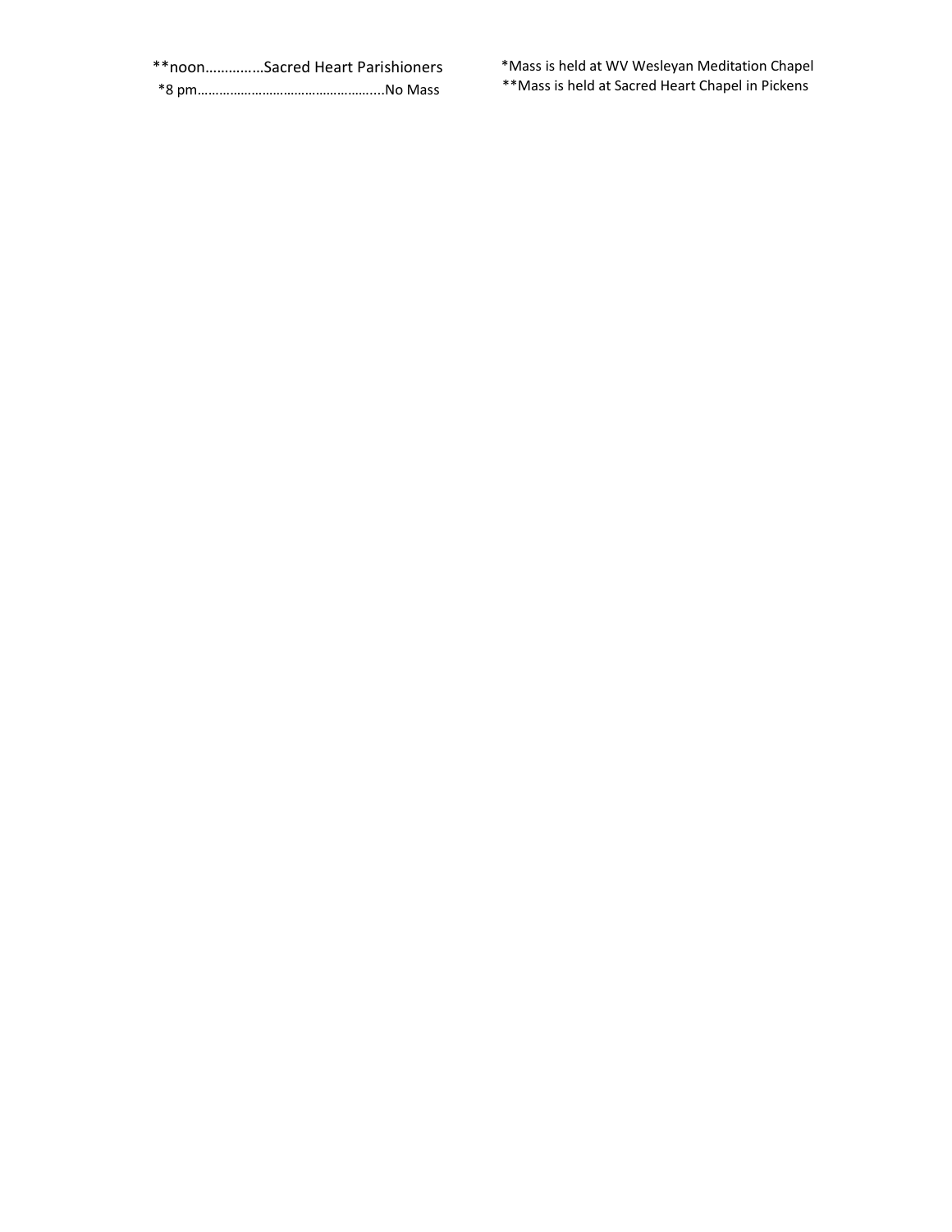**noon……………Sacred Heart Parishioners

*8 pm…………………………………………....No Mass

*Mass is held at WV Wesleyan Meditation Chapel

**Mass is held at Sacred Heart Chapel in Pickens